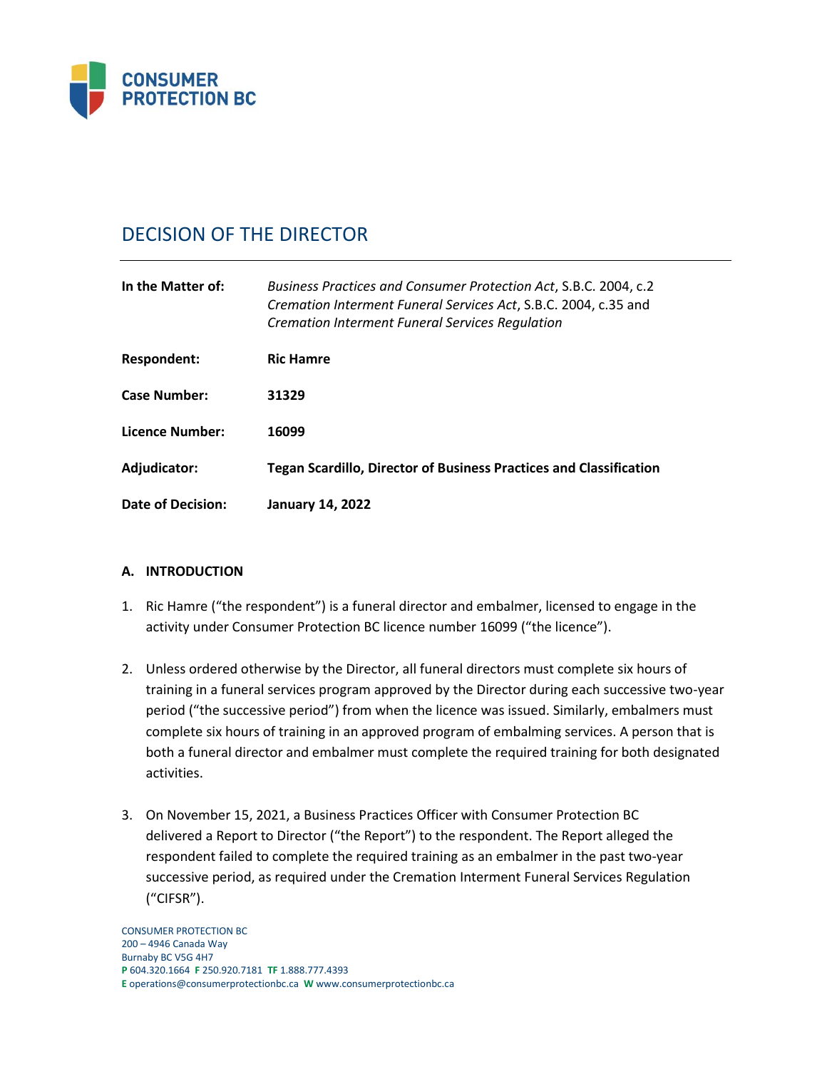# DECISION OF THE DIRECTOR

| | |
|---|---|
| **In the Matter of:** | *Business Practices and Consumer Protection Act*, S.B.C. 2004, c.2 *Cremation Interment Funeral Services Act*, S.B.C. 2004, c.35 and *Cremation Interment Funeral Services Regulation* |
| **Respondent:** | **Ric Hamre** |
| **Case Number:** | **31329** |
| **Licence Number:** | **16099** |
| **Adjudicator:** | **Tegan Scardillo, Director of Business Practices and Classification** |
| **Date of Decision:** | **January 14, 2022** |

## A. INTRODUCTION

1. Ric Hamre ("the respondent") is a funeral director and embalmer, licensed to engage in the activity under Consumer Protection BC licence number 16099 ("the licence").

2. Unless ordered otherwise by the Director, all funeral directors must complete six hours of training in a funeral services program approved by the Director during each successive two-year period ("the successive period") from when the licence was issued. Similarly, embalmers must complete six hours of training in an approved program of embalming services. A person that is both a funeral director and embalmer must complete the required training for both designated activities.

3. On November 15, 2021, a Business Practices Officer with Consumer Protection BC delivered a Report to Director ("the Report") to the respondent. The Report alleged the respondent failed to complete the required training as an embalmer in the past two-year successive period, as required under the Cremation Interment Funeral Services Regulation ("CIFSR").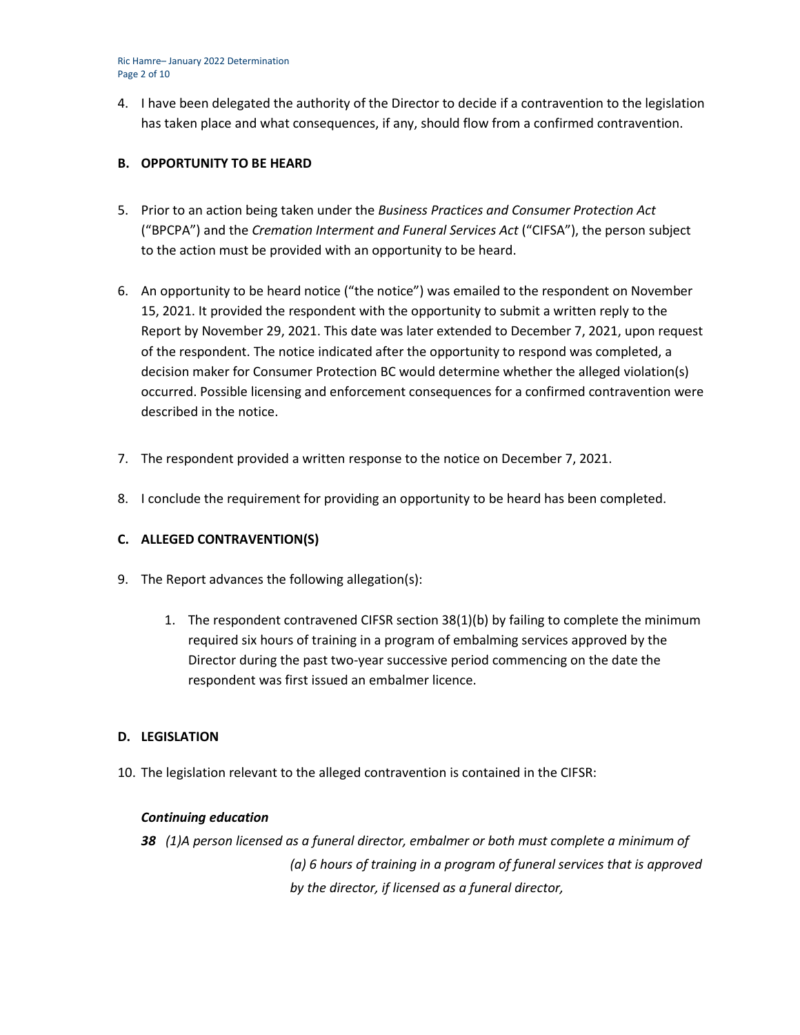4. I have been delegated the authority of the Director to decide if a contravention to the legislation has taken place and what consequences, if any, should flow from a confirmed contravention.

## B. OPPORTUNITY TO BE HEARD

5. Prior to an action being taken under the *Business Practices and Consumer Protection Act* ("BPCPA") and the *Cremation Interment and Funeral Services Act* ("CIFSA"), the person subject to the action must be provided with an opportunity to be heard.

6. An opportunity to be heard notice ("the notice") was emailed to the respondent on November 15, 2021. It provided the respondent with the opportunity to submit a written reply to the Report by November 29, 2021. This date was later extended to December 7, 2021, upon request of the respondent. The notice indicated after the opportunity to respond was completed, a decision maker for Consumer Protection BC would determine whether the alleged violation(s) occurred. Possible licensing and enforcement consequences for a confirmed contravention were described in the notice.

7. The respondent provided a written response to the notice on December 7, 2021.

8. I conclude the requirement for providing an opportunity to be heard has been completed.

## C. ALLEGED CONTRAVENTION(S)

9. The Report advances the following allegation(s):

   1. The respondent contravened CIFSR section 38(1)(b) by failing to complete the minimum required six hours of training in a program of embalming services approved by the Director during the past two-year successive period commencing on the date the respondent was first issued an embalmer licence.

## D. LEGISLATION

10. The legislation relevant to the alleged contravention is contained in the CIFSR:

***Continuing education***

***38*** *(1)A person licensed as a funeral director, embalmer or both must complete a minimum of*

*(a) 6 hours of training in a program of funeral services that is approved by the director, if licensed as a funeral director,*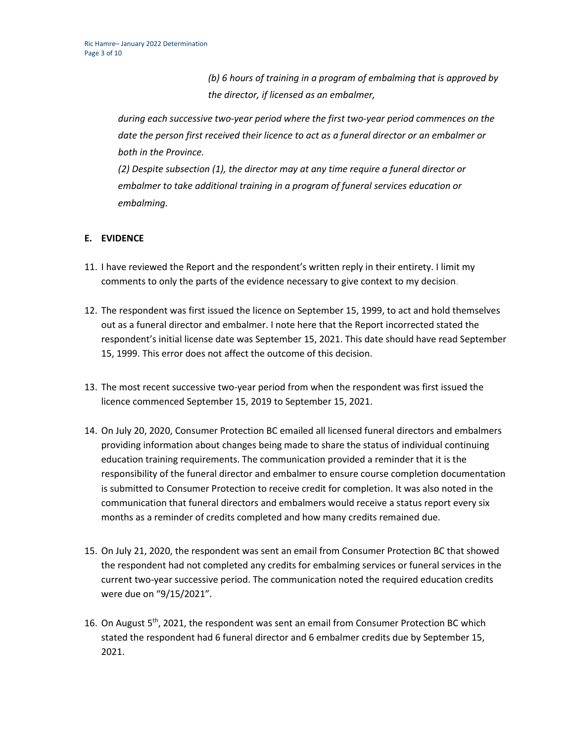*(b) 6 hours of training in a program of embalming that is approved by the director, if licensed as an embalmer,*

*during each successive two-year period where the first two-year period commences on the date the person first received their licence to act as a funeral director or an embalmer or both in the Province.*

*(2) Despite subsection (1), the director may at any time require a funeral director or embalmer to take additional training in a program of funeral services education or embalming.*

**E. EVIDENCE**

11. I have reviewed the Report and the respondent's written reply in their entirety. I limit my comments to only the parts of the evidence necessary to give context to my decision.

12. The respondent was first issued the licence on September 15, 1999, to act and hold themselves out as a funeral director and embalmer. I note here that the Report incorrected stated the respondent's initial license date was September 15, 2021. This date should have read September 15, 1999. This error does not affect the outcome of this decision.

13. The most recent successive two-year period from when the respondent was first issued the licence commenced September 15, 2019 to September 15, 2021.

14. On July 20, 2020, Consumer Protection BC emailed all licensed funeral directors and embalmers providing information about changes being made to share the status of individual continuing education training requirements. The communication provided a reminder that it is the responsibility of the funeral director and embalmer to ensure course completion documentation is submitted to Consumer Protection to receive credit for completion. It was also noted in the communication that funeral directors and embalmers would receive a status report every six months as a reminder of credits completed and how many credits remained due.

15. On July 21, 2020, the respondent was sent an email from Consumer Protection BC that showed the respondent had not completed any credits for embalming services or funeral services in the current two-year successive period. The communication noted the required education credits were due on "9/15/2021".

16. On August 5th, 2021, the respondent was sent an email from Consumer Protection BC which stated the respondent had 6 funeral director and 6 embalmer credits due by September 15, 2021.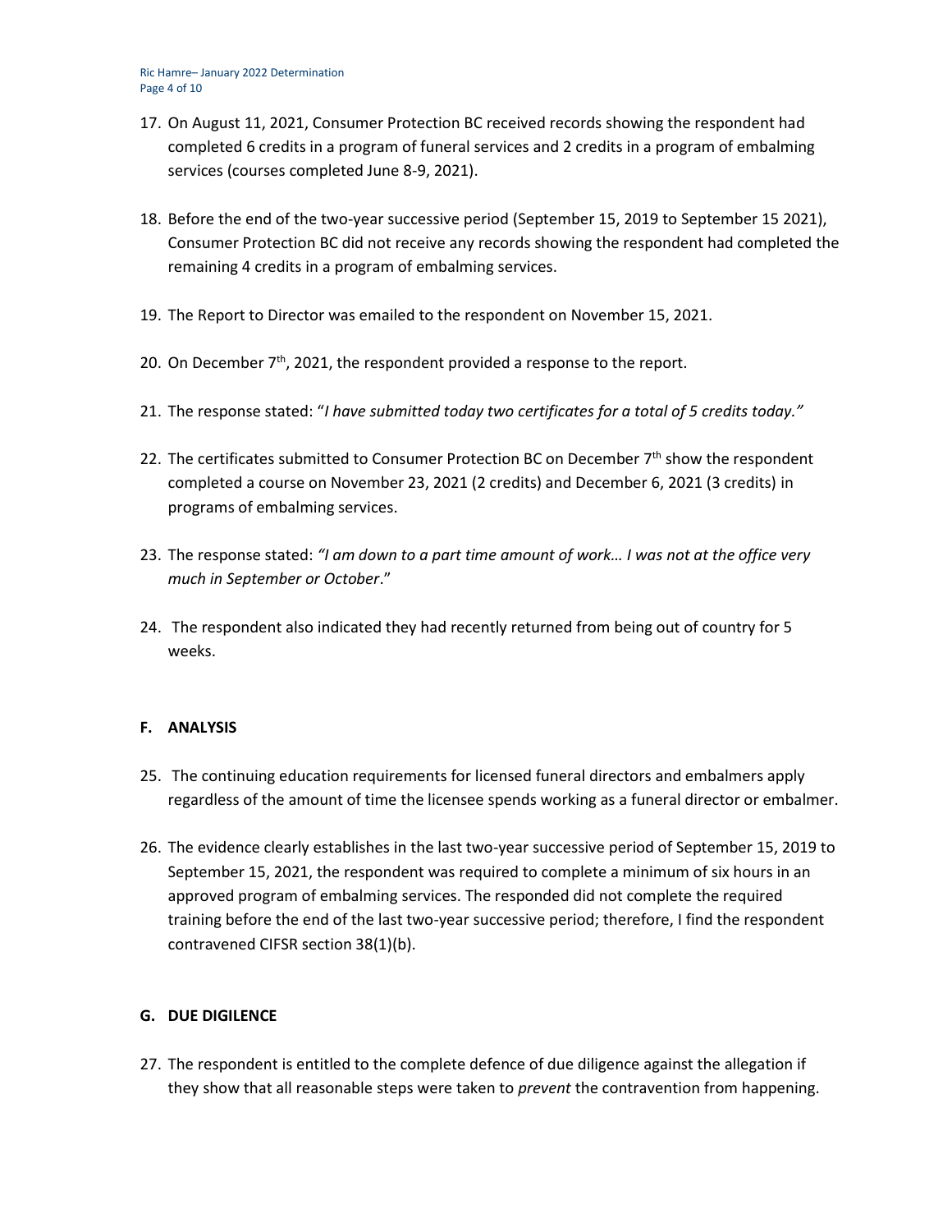17. On August 11, 2021, Consumer Protection BC received records showing the respondent had completed 6 credits in a program of funeral services and 2 credits in a program of embalming services (courses completed June 8-9, 2021).

18. Before the end of the two-year successive period (September 15, 2019 to September 15 2021), Consumer Protection BC did not receive any records showing the respondent had completed the remaining 4 credits in a program of embalming services.

19. The Report to Director was emailed to the respondent on November 15, 2021.

20. On December 7th, 2021, the respondent provided a response to the report.

21. The response stated: "*I have submitted today two certificates for a total of 5 credits today."*

22. The certificates submitted to Consumer Protection BC on December 7th show the respondent completed a course on November 23, 2021 (2 credits) and December 6, 2021 (3 credits) in programs of embalming services.

23. The response stated: *"I am down to a part time amount of work… I was not at the office very much in September or October*."

24. The respondent also indicated they had recently returned from being out of country for 5 weeks.

## F. ANALYSIS

25. The continuing education requirements for licensed funeral directors and embalmers apply regardless of the amount of time the licensee spends working as a funeral director or embalmer.

26. The evidence clearly establishes in the last two-year successive period of September 15, 2019 to September 15, 2021, the respondent was required to complete a minimum of six hours in an approved program of embalming services. The responded did not complete the required training before the end of the last two-year successive period; therefore, I find the respondent contravened CIFSR section 38(1)(b).

## G. DUE DIGILENCE

27. The respondent is entitled to the complete defence of due diligence against the allegation if they show that all reasonable steps were taken to *prevent* the contravention from happening.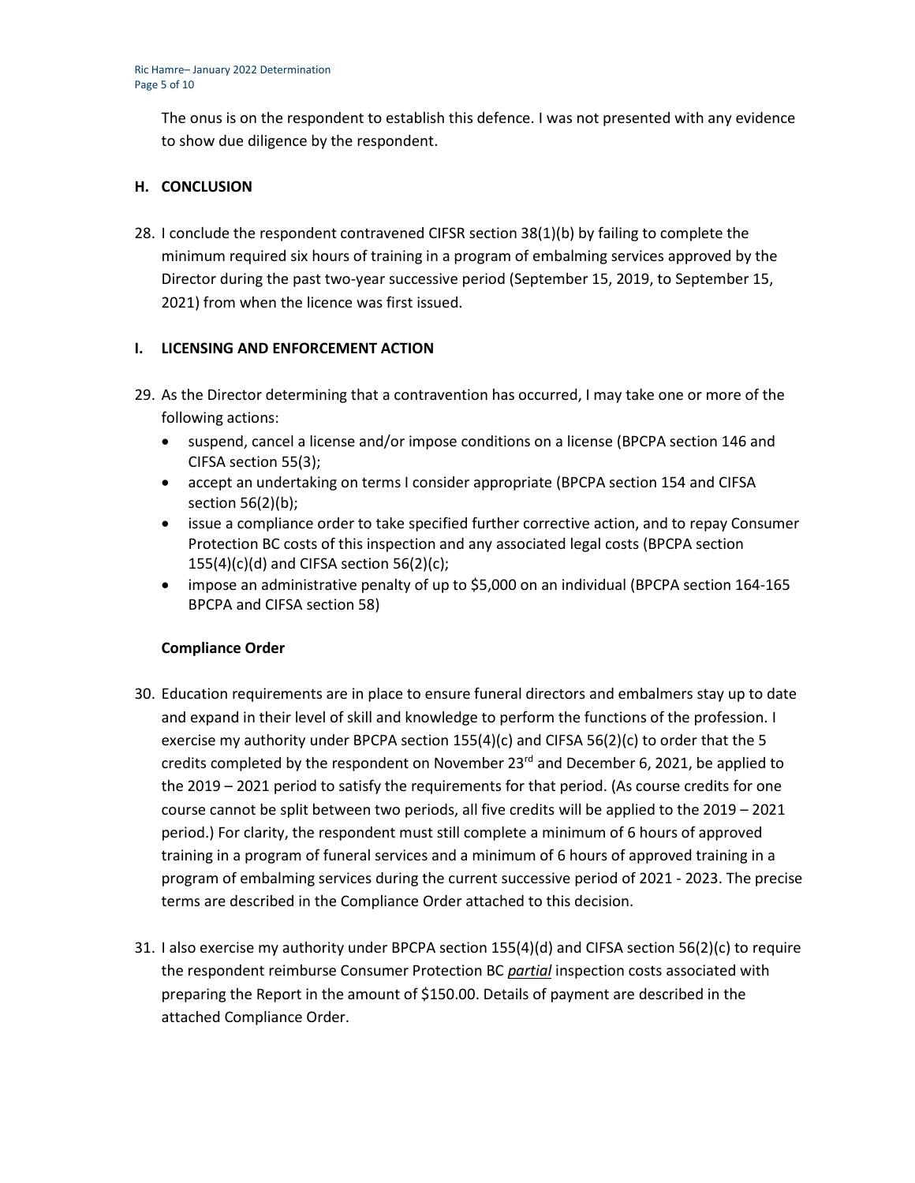The onus is on the respondent to establish this defence. I was not presented with any evidence to show due diligence by the respondent.

## H. CONCLUSION

28. I conclude the respondent contravened CIFSR section 38(1)(b) by failing to complete the minimum required six hours of training in a program of embalming services approved by the Director during the past two-year successive period (September 15, 2019, to September 15, 2021) from when the licence was first issued.

## I. LICENSING AND ENFORCEMENT ACTION

29. As the Director determining that a contravention has occurred, I may take one or more of the following actions:
    - suspend, cancel a license and/or impose conditions on a license (BPCPA section 146 and CIFSA section 55(3);
    - accept an undertaking on terms I consider appropriate (BPCPA section 154 and CIFSA section 56(2)(b);
    - issue a compliance order to take specified further corrective action, and to repay Consumer Protection BC costs of this inspection and any associated legal costs (BPCPA section 155(4)(c)(d) and CIFSA section 56(2)(c);
    - impose an administrative penalty of up to $5,000 on an individual (BPCPA section 164-165 BPCPA and CIFSA section 58)

**Compliance Order**

30. Education requirements are in place to ensure funeral directors and embalmers stay up to date and expand in their level of skill and knowledge to perform the functions of the profession. I exercise my authority under BPCPA section 155(4)(c) and CIFSA 56(2)(c) to order that the 5 credits completed by the respondent on November 23rd and December 6, 2021, be applied to the 2019 – 2021 period to satisfy the requirements for that period. (As course credits for one course cannot be split between two periods, all five credits will be applied to the 2019 – 2021 period.) For clarity, the respondent must still complete a minimum of 6 hours of approved training in a program of funeral services and a minimum of 6 hours of approved training in a program of embalming services during the current successive period of 2021 - 2023. The precise terms are described in the Compliance Order attached to this decision.

31. I also exercise my authority under BPCPA section 155(4)(d) and CIFSA section 56(2)(c) to require the respondent reimburse Consumer Protection BC ***partial*** inspection costs associated with preparing the Report in the amount of $150.00. Details of payment are described in the attached Compliance Order.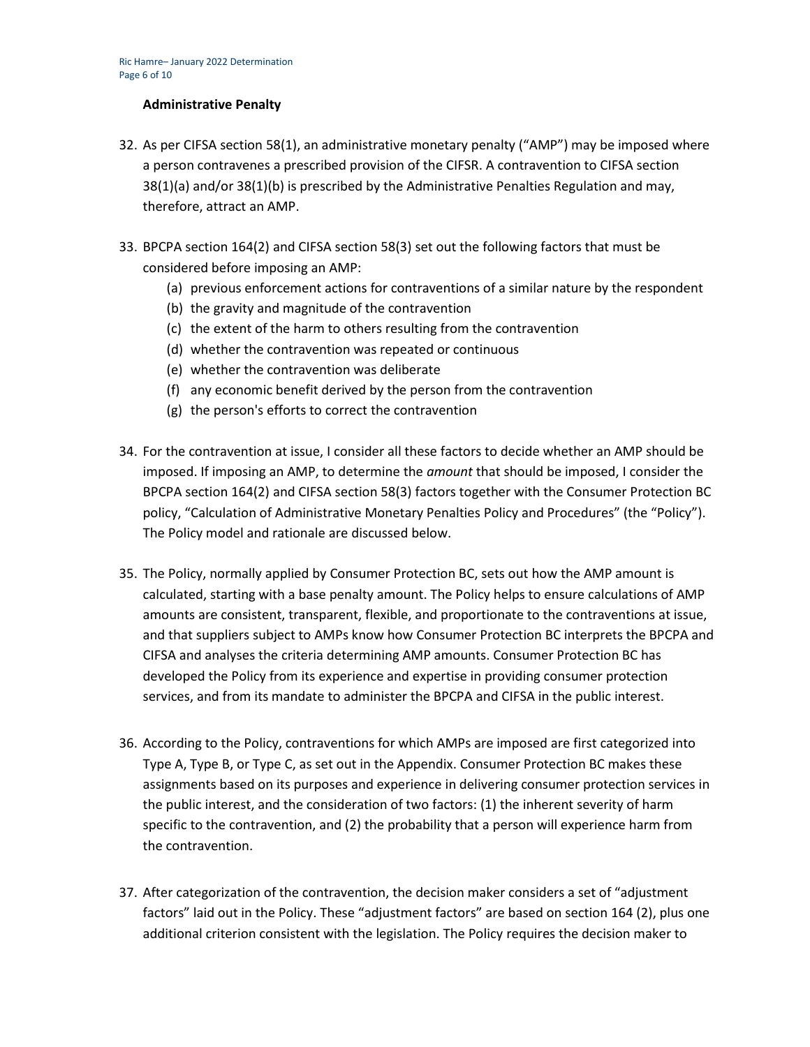**Administrative Penalty**

32. As per CIFSA section 58(1), an administrative monetary penalty ("AMP") may be imposed where a person contravenes a prescribed provision of the CIFSR. A contravention to CIFSA section 38(1)(a) and/or 38(1)(b) is prescribed by the Administrative Penalties Regulation and may, therefore, attract an AMP.

33. BPCPA section 164(2) and CIFSA section 58(3) set out the following factors that must be considered before imposing an AMP:
    (a) previous enforcement actions for contraventions of a similar nature by the respondent
    (b) the gravity and magnitude of the contravention
    (c) the extent of the harm to others resulting from the contravention
    (d) whether the contravention was repeated or continuous
    (e) whether the contravention was deliberate
    (f) any economic benefit derived by the person from the contravention
    (g) the person's efforts to correct the contravention

34. For the contravention at issue, I consider all these factors to decide whether an AMP should be imposed. If imposing an AMP, to determine the *amount* that should be imposed, I consider the BPCPA section 164(2) and CIFSA section 58(3) factors together with the Consumer Protection BC policy, "Calculation of Administrative Monetary Penalties Policy and Procedures" (the "Policy"). The Policy model and rationale are discussed below.

35. The Policy, normally applied by Consumer Protection BC, sets out how the AMP amount is calculated, starting with a base penalty amount. The Policy helps to ensure calculations of AMP amounts are consistent, transparent, flexible, and proportionate to the contraventions at issue, and that suppliers subject to AMPs know how Consumer Protection BC interprets the BPCPA and CIFSA and analyses the criteria determining AMP amounts. Consumer Protection BC has developed the Policy from its experience and expertise in providing consumer protection services, and from its mandate to administer the BPCPA and CIFSA in the public interest.

36. According to the Policy, contraventions for which AMPs are imposed are first categorized into Type A, Type B, or Type C, as set out in the Appendix. Consumer Protection BC makes these assignments based on its purposes and experience in delivering consumer protection services in the public interest, and the consideration of two factors: (1) the inherent severity of harm specific to the contravention, and (2) the probability that a person will experience harm from the contravention.

37. After categorization of the contravention, the decision maker considers a set of "adjustment factors" laid out in the Policy. These "adjustment factors" are based on section 164 (2), plus one additional criterion consistent with the legislation. The Policy requires the decision maker to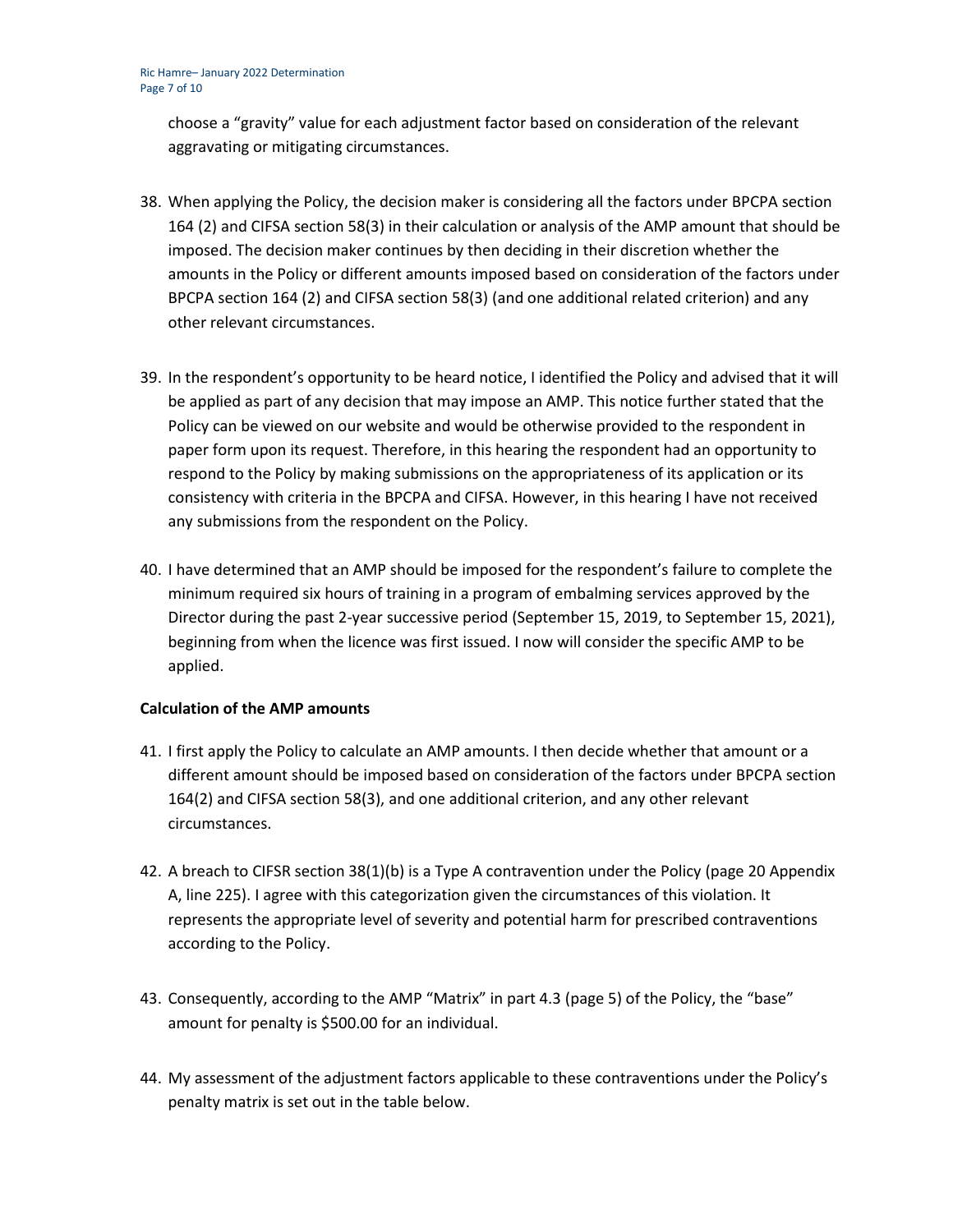choose a "gravity" value for each adjustment factor based on consideration of the relevant aggravating or mitigating circumstances.

38. When applying the Policy, the decision maker is considering all the factors under BPCPA section 164 (2) and CIFSA section 58(3) in their calculation or analysis of the AMP amount that should be imposed. The decision maker continues by then deciding in their discretion whether the amounts in the Policy or different amounts imposed based on consideration of the factors under BPCPA section 164 (2) and CIFSA section 58(3) (and one additional related criterion) and any other relevant circumstances.

39. In the respondent's opportunity to be heard notice, I identified the Policy and advised that it will be applied as part of any decision that may impose an AMP. This notice further stated that the Policy can be viewed on our website and would be otherwise provided to the respondent in paper form upon its request. Therefore, in this hearing the respondent had an opportunity to respond to the Policy by making submissions on the appropriateness of its application or its consistency with criteria in the BPCPA and CIFSA. However, in this hearing I have not received any submissions from the respondent on the Policy.

40. I have determined that an AMP should be imposed for the respondent's failure to complete the minimum required six hours of training in a program of embalming services approved by the Director during the past 2-year successive period (September 15, 2019, to September 15, 2021), beginning from when the licence was first issued. I now will consider the specific AMP to be applied.

**Calculation of the AMP amounts**

41. I first apply the Policy to calculate an AMP amounts. I then decide whether that amount or a different amount should be imposed based on consideration of the factors under BPCPA section 164(2) and CIFSA section 58(3), and one additional criterion, and any other relevant circumstances.

42. A breach to CIFSR section 38(1)(b) is a Type A contravention under the Policy (page 20 Appendix A, line 225). I agree with this categorization given the circumstances of this violation. It represents the appropriate level of severity and potential harm for prescribed contraventions according to the Policy.

43. Consequently, according to the AMP "Matrix" in part 4.3 (page 5) of the Policy, the "base" amount for penalty is $500.00 for an individual.

44. My assessment of the adjustment factors applicable to these contraventions under the Policy's penalty matrix is set out in the table below.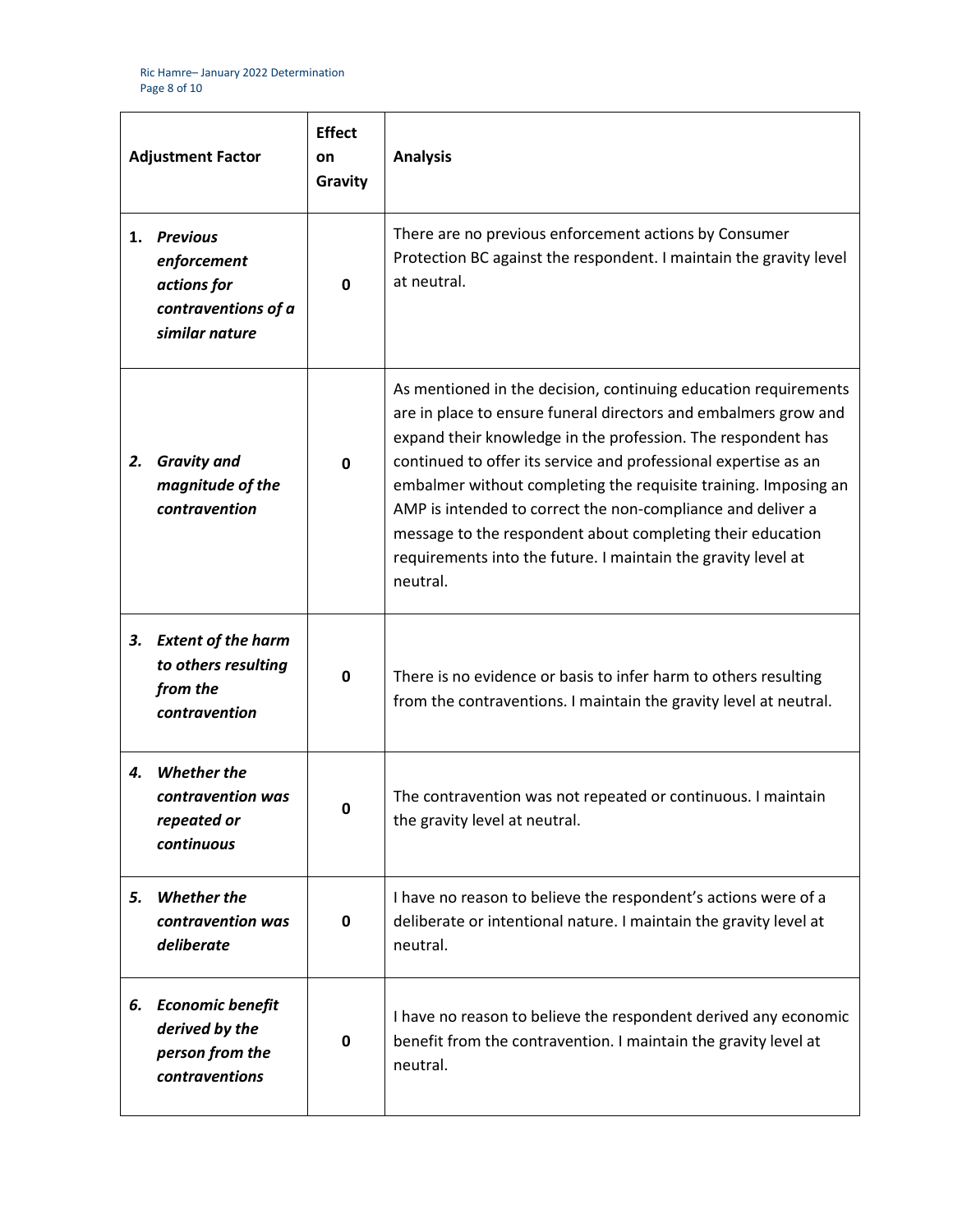| Adjustment Factor | Effect on Gravity | Analysis |
|---|---|---|
| 1. ***Previous enforcement actions for contraventions of a similar nature*** | **0** | There are no previous enforcement actions by Consumer Protection BC against the respondent. I maintain the gravity level at neutral. |
| 2. ***Gravity and magnitude of the contravention*** | **0** | As mentioned in the decision, continuing education requirements are in place to ensure funeral directors and embalmers grow and expand their knowledge in the profession. The respondent has continued to offer its service and professional expertise as an embalmer without completing the requisite training. Imposing an AMP is intended to correct the non-compliance and deliver a message to the respondent about completing their education requirements into the future. I maintain the gravity level at neutral. |
| 3. ***Extent of the harm to others resulting from the contravention*** | **0** | There is no evidence or basis to infer harm to others resulting from the contraventions. I maintain the gravity level at neutral. |
| 4. ***Whether the contravention was repeated or continuous*** | **0** | The contravention was not repeated or continuous. I maintain the gravity level at neutral. |
| 5. ***Whether the contravention was deliberate*** | **0** | I have no reason to believe the respondent's actions were of a deliberate or intentional nature. I maintain the gravity level at neutral. |
| 6. ***Economic benefit derived by the person from the contraventions*** | **0** | I have no reason to believe the respondent derived any economic benefit from the contravention. I maintain the gravity level at neutral. |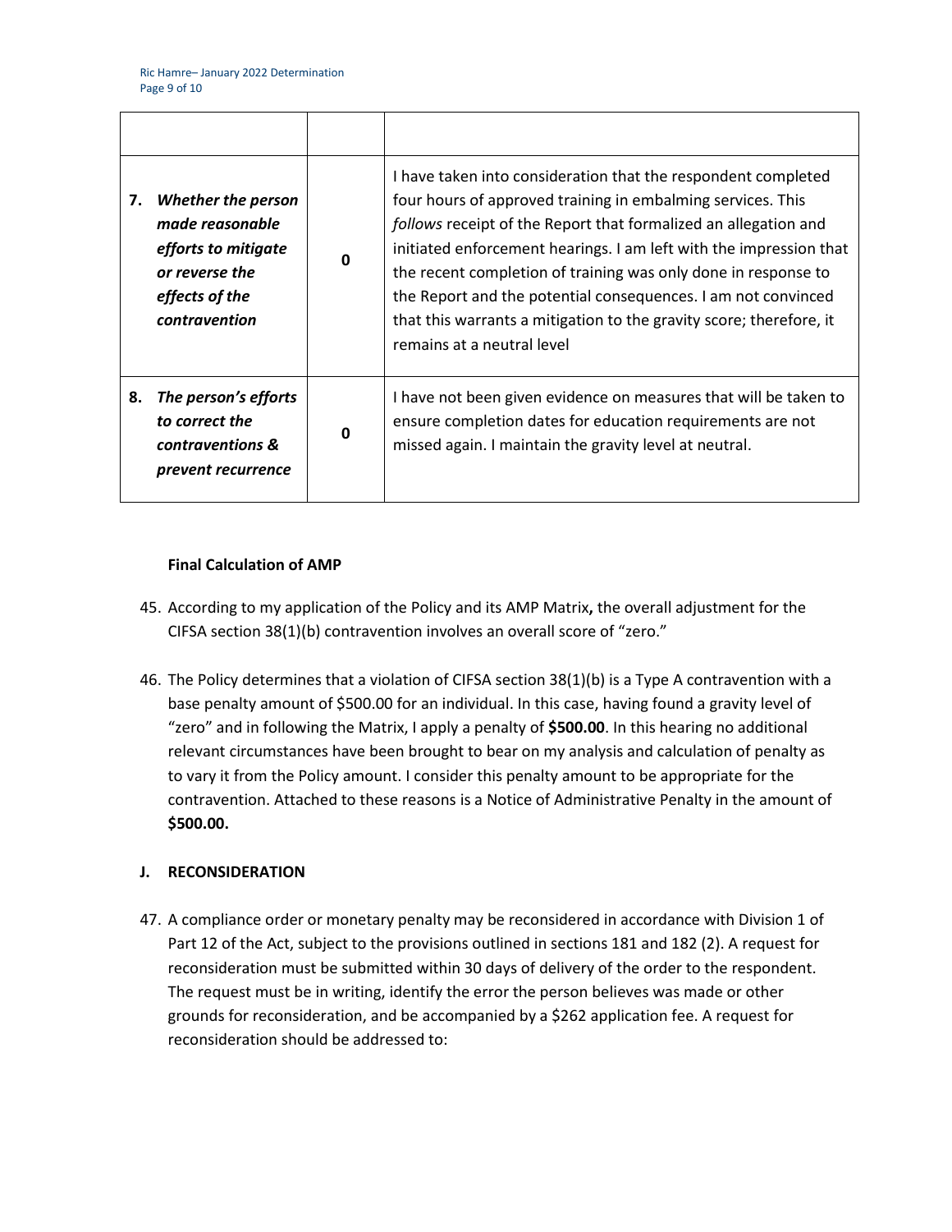| | | |
|---|---|---|
| 7. ***Whether the person made reasonable efforts to mitigate or reverse the effects of the contravention*** | **0** | I have taken into consideration that the respondent completed four hours of approved training in embalming services. This *follows* receipt of the Report that formalized an allegation and initiated enforcement hearings. I am left with the impression that the recent completion of training was only done in response to the Report and the potential consequences. I am not convinced that this warrants a mitigation to the gravity score; therefore, it remains at a neutral level |
| 8. ***The person's efforts to correct the contraventions & prevent recurrence*** | **0** | I have not been given evidence on measures that will be taken to ensure completion dates for education requirements are not missed again. I maintain the gravity level at neutral. |

**Final Calculation of AMP**

45. According to my application of the Policy and its AMP Matrix**,** the overall adjustment for the CIFSA section 38(1)(b) contravention involves an overall score of "zero."

46. The Policy determines that a violation of CIFSA section 38(1)(b) is a Type A contravention with a base penalty amount of $500.00 for an individual. In this case, having found a gravity level of "zero" and in following the Matrix, I apply a penalty of **$500.00**. In this hearing no additional relevant circumstances have been brought to bear on my analysis and calculation of penalty as to vary it from the Policy amount. I consider this penalty amount to be appropriate for the contravention. Attached to these reasons is a Notice of Administrative Penalty in the amount of **$500.00.**

## J. RECONSIDERATION

47. A compliance order or monetary penalty may be reconsidered in accordance with Division 1 of Part 12 of the Act, subject to the provisions outlined in sections 181 and 182 (2). A request for reconsideration must be submitted within 30 days of delivery of the order to the respondent. The request must be in writing, identify the error the person believes was made or other grounds for reconsideration, and be accompanied by a $262 application fee. A request for reconsideration should be addressed to: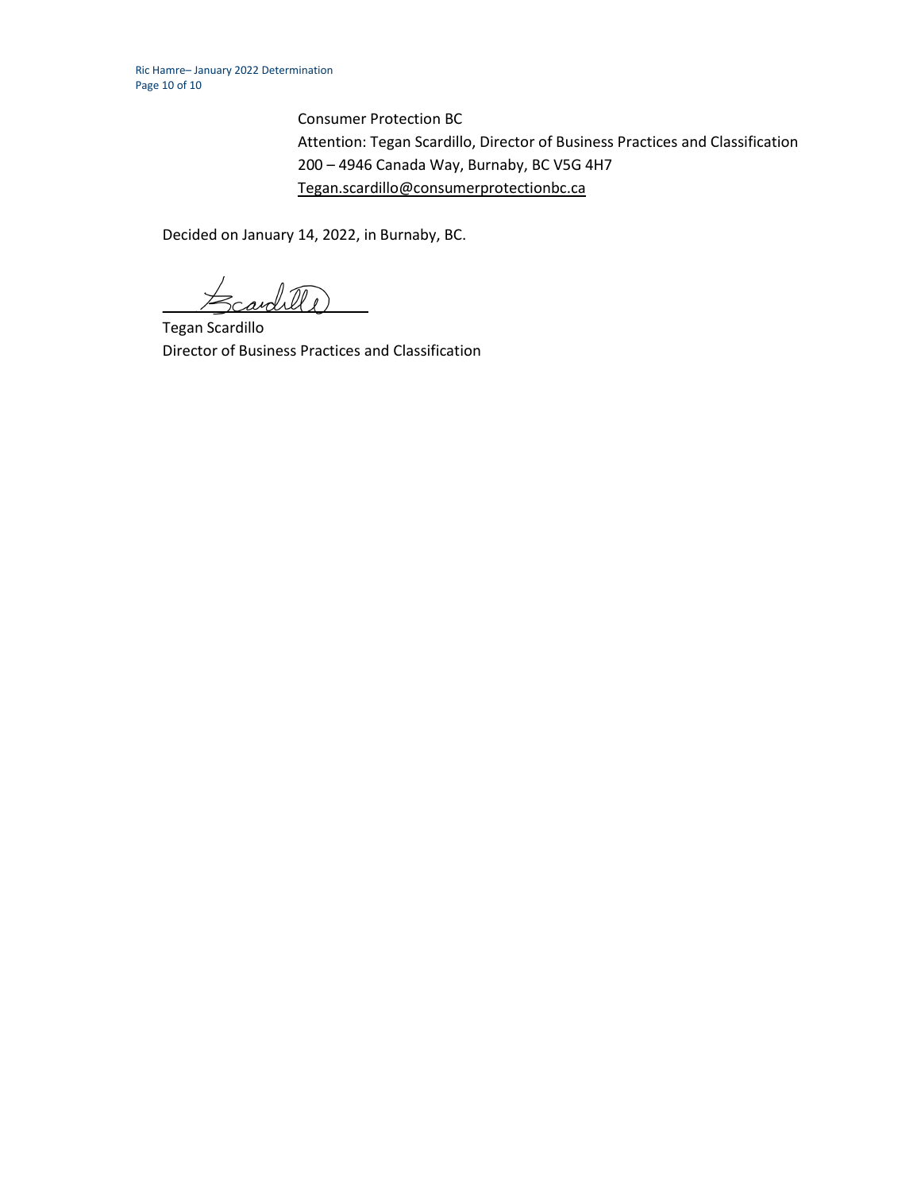Consumer Protection BC
Attention: Tegan Scardillo, Director of Business Practices and Classification
200 – 4946 Canada Way, Burnaby, BC V5G 4H7
Tegan.scardillo@consumerprotectionbc.ca

Decided on January 14, 2022, in Burnaby, BC.

Tegan Scardillo
Director of Business Practices and Classification